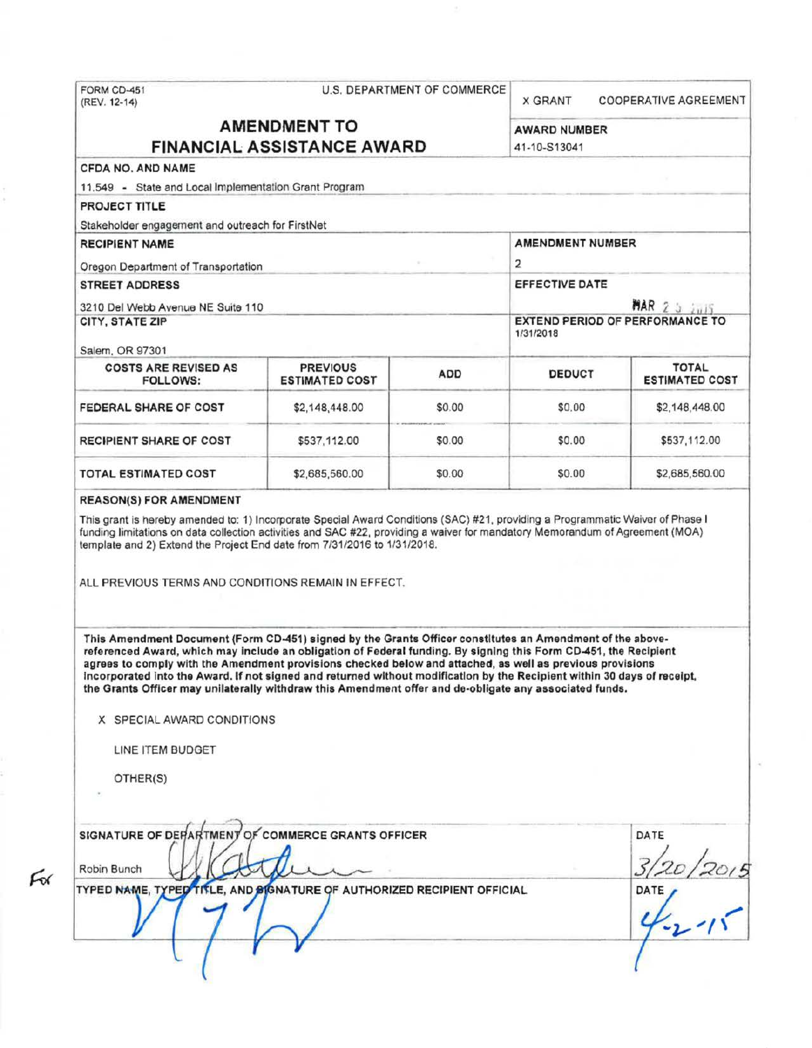FORM CD-451
(REV. 12-14)

U.S. DEPARTMENT OF COMMERCE

X GRANT    COOPERATIVE AGREEMENT

# AMENDMENT TO FINANCIAL ASSISTANCE AWARD

**AWARD NUMBER**
41-10-S13041

**CFDA NO. AND NAME**
11.549 - State and Local Implementation Grant Program

**PROJECT TITLE**
Stakeholder engagement and outreach for FirstNet

**RECIPIENT NAME**
Oregon Department of Transportation

**AMENDMENT NUMBER**
2

**STREET ADDRESS**
3210 Del Webb Avenue NE Suite 110

**EFFECTIVE DATE**
MAR 2 5 2015

**CITY, STATE ZIP**
Salem, OR 97301

**EXTEND PERIOD OF PERFORMANCE TO**
1/31/2018

| COSTS ARE REVISED AS FOLLOWS: | PREVIOUS ESTIMATED COST | ADD | DEDUCT | TOTAL ESTIMATED COST |
|---|---|---|---|---|
| FEDERAL SHARE OF COST | $2,148,448.00 | $0.00 | $0.00 | $2,148,448.00 |
| RECIPIENT SHARE OF COST | $537,112.00 | $0.00 | $0.00 | $537,112.00 |
| TOTAL ESTIMATED COST | $2,685,560.00 | $0.00 | $0.00 | $2,685,560.00 |

**REASON(S) FOR AMENDMENT**

This grant is hereby amended to: 1) Incorporate Special Award Conditions (SAC) #21, providing a Programmatic Waiver of Phase I funding limitations on data collection activities and SAC #22, providing a waiver for mandatory Memorandum of Agreement (MOA) template and 2) Extend the Project End date from 7/31/2016 to 1/31/2018.

ALL PREVIOUS TERMS AND CONDITIONS REMAIN IN EFFECT.

**This Amendment Document (Form CD-451) signed by the Grants Officer constitutes an Amendment of the above-referenced Award, which may include an obligation of Federal funding. By signing this Form CD-451, the Recipient agrees to comply with the Amendment provisions checked below and attached, as well as previous provisions incorporated into the Award. If not signed and returned without modification by the Recipient within 30 days of receipt, the Grants Officer may unilaterally withdraw this Amendment offer and de-obligate any associated funds.**

X SPECIAL AWARD CONDITIONS

LINE ITEM BUDGET

OTHER(S)

**SIGNATURE OF DEPARTMENT OF COMMERCE GRANTS OFFICER**
For Robin Bunch

**DATE**
3/20/2015

**TYPED NAME, TYPED TITLE, AND SIGNATURE OF AUTHORIZED RECIPIENT OFFICIAL**

**DATE**
4-2-15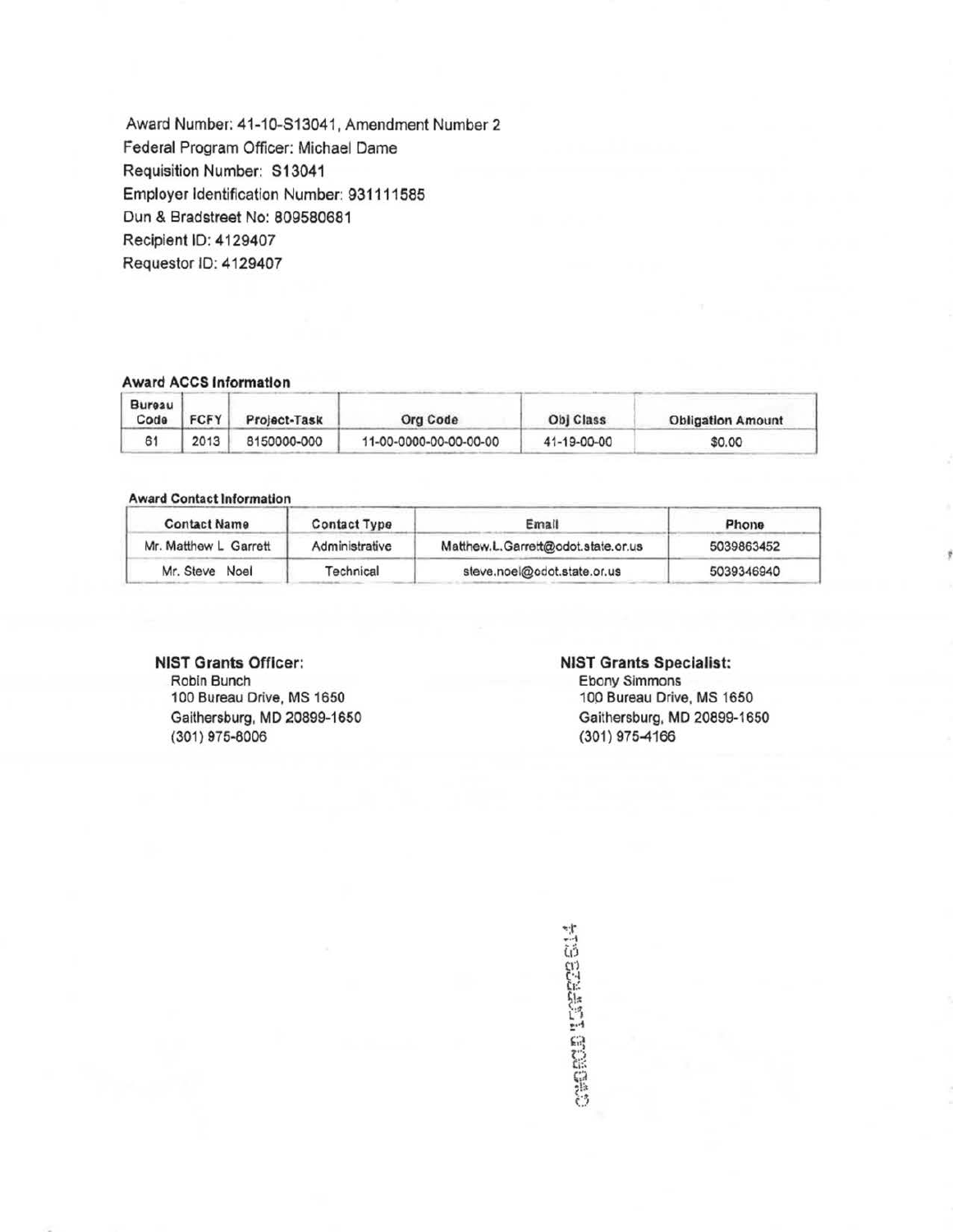Award Number: 41-10-S13041, Amendment Number 2
Federal Program Officer: Michael Dame
Requisition Number: S13041
Employer Identification Number: 931111585
Dun & Bradstreet No: 809580681
Recipient ID: 4129407
Requestor ID: 4129407

**Award ACCS Information**

| Bureau Code | FCFY | Project-Task | Org Code | Obj Class | Obligation Amount |
|---|---|---|---|---|---|
| 61 | 2013 | 8150000-000 | 11-00-0000-00-00-00-00 | 41-19-00-00 | $0.00 |

**Award Contact Information**

| Contact Name | Contact Type | Email | Phone |
|---|---|---|---|
| Mr. Matthew L Garrett | Administrative | Matthew.L.Garrett@odot.state.or.us | 5039863452 |
| Mr. Steve Noel | Technical | steve.noel@odot.state.or.us | 5039346940 |

**NIST Grants Officer:**
Robin Bunch
100 Bureau Drive, MS 1650
Gaithersburg, MD 20899-1650
(301) 975-8006

**NIST Grants Specialist:**
Ebony Simmons
100 Bureau Drive, MS 1650
Gaithersburg, MD 20899-1650
(301) 975-4166